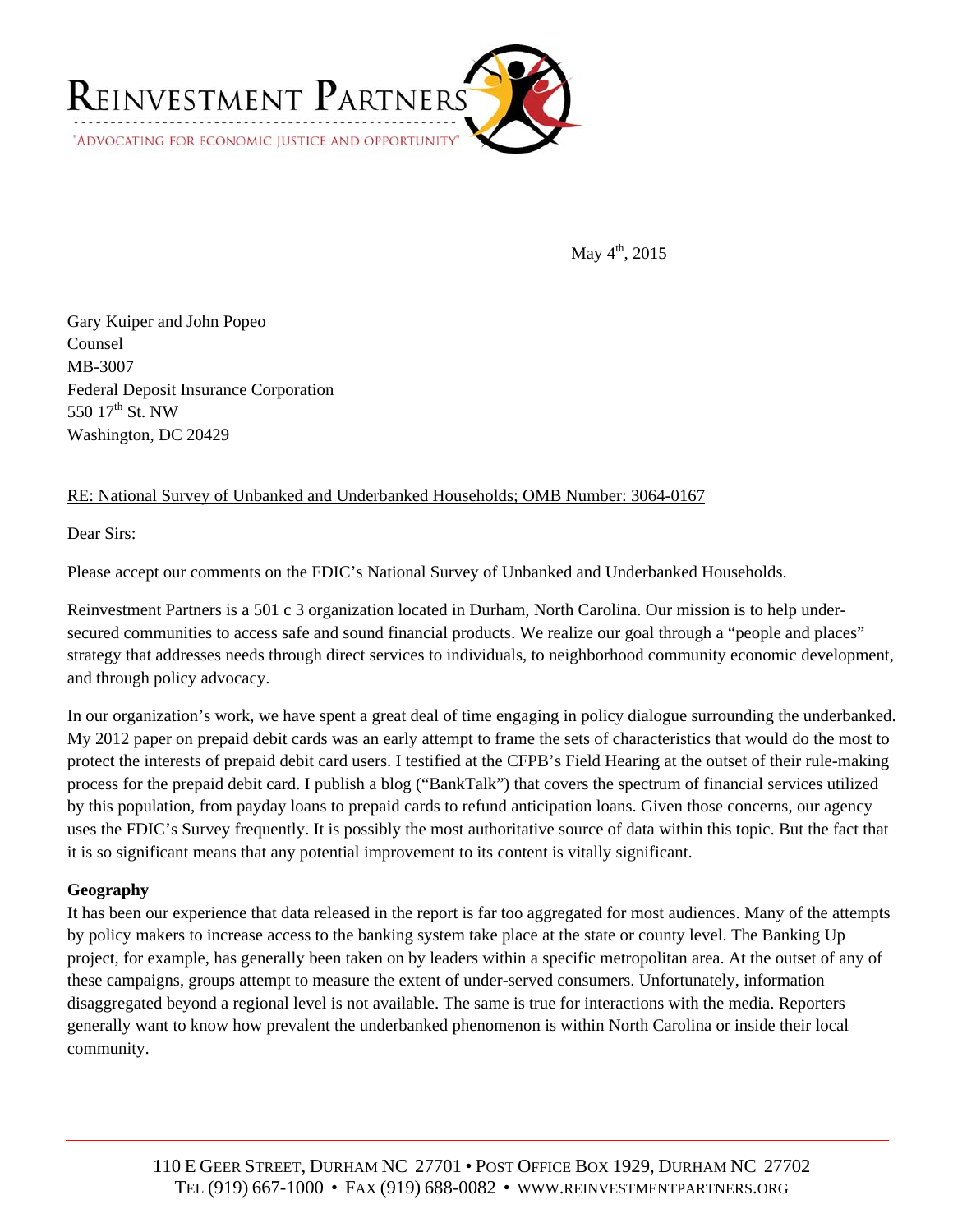REINVESTMENT PARTNERS

"ADVOCATING FOR ECONOMIC JUSTICE AND OPPORTUNITY"

May 4th, 2015

Gary Kuiper and John Popeo
Counsel
MB-3007
Federal Deposit Insurance Corporation
550 17th St. NW
Washington, DC 20429

RE: National Survey of Unbanked and Underbanked Households; OMB Number: 3064-0167

Dear Sirs:

Please accept our comments on the FDIC's National Survey of Unbanked and Underbanked Households.

Reinvestment Partners is a 501 c 3 organization located in Durham, North Carolina. Our mission is to help under-secured communities to access safe and sound financial products. We realize our goal through a "people and places" strategy that addresses needs through direct services to individuals, to neighborhood community economic development, and through policy advocacy.

In our organization's work, we have spent a great deal of time engaging in policy dialogue surrounding the underbanked. My 2012 paper on prepaid debit cards was an early attempt to frame the sets of characteristics that would do the most to protect the interests of prepaid debit card users. I testified at the CFPB's Field Hearing at the outset of their rule-making process for the prepaid debit card. I publish a blog ("BankTalk") that covers the spectrum of financial services utilized by this population, from payday loans to prepaid cards to refund anticipation loans. Given those concerns, our agency uses the FDIC's Survey frequently. It is possibly the most authoritative source of data within this topic. But the fact that it is so significant means that any potential improvement to its content is vitally significant.

**Geography**

It has been our experience that data released in the report is far too aggregated for most audiences. Many of the attempts by policy makers to increase access to the banking system take place at the state or county level. The Banking Up project, for example, has generally been taken on by leaders within a specific metropolitan area. At the outset of any of these campaigns, groups attempt to measure the extent of under-served consumers. Unfortunately, information disaggregated beyond a regional level is not available. The same is true for interactions with the media. Reporters generally want to know how prevalent the underbanked phenomenon is within North Carolina or inside their local community.

110 E GEER STREET, DURHAM NC 27701 • POST OFFICE BOX 1929, DURHAM NC 27702
TEL (919) 667-1000 • FAX (919) 688-0082 • WWW.REINVESTMENTPARTNERS.ORG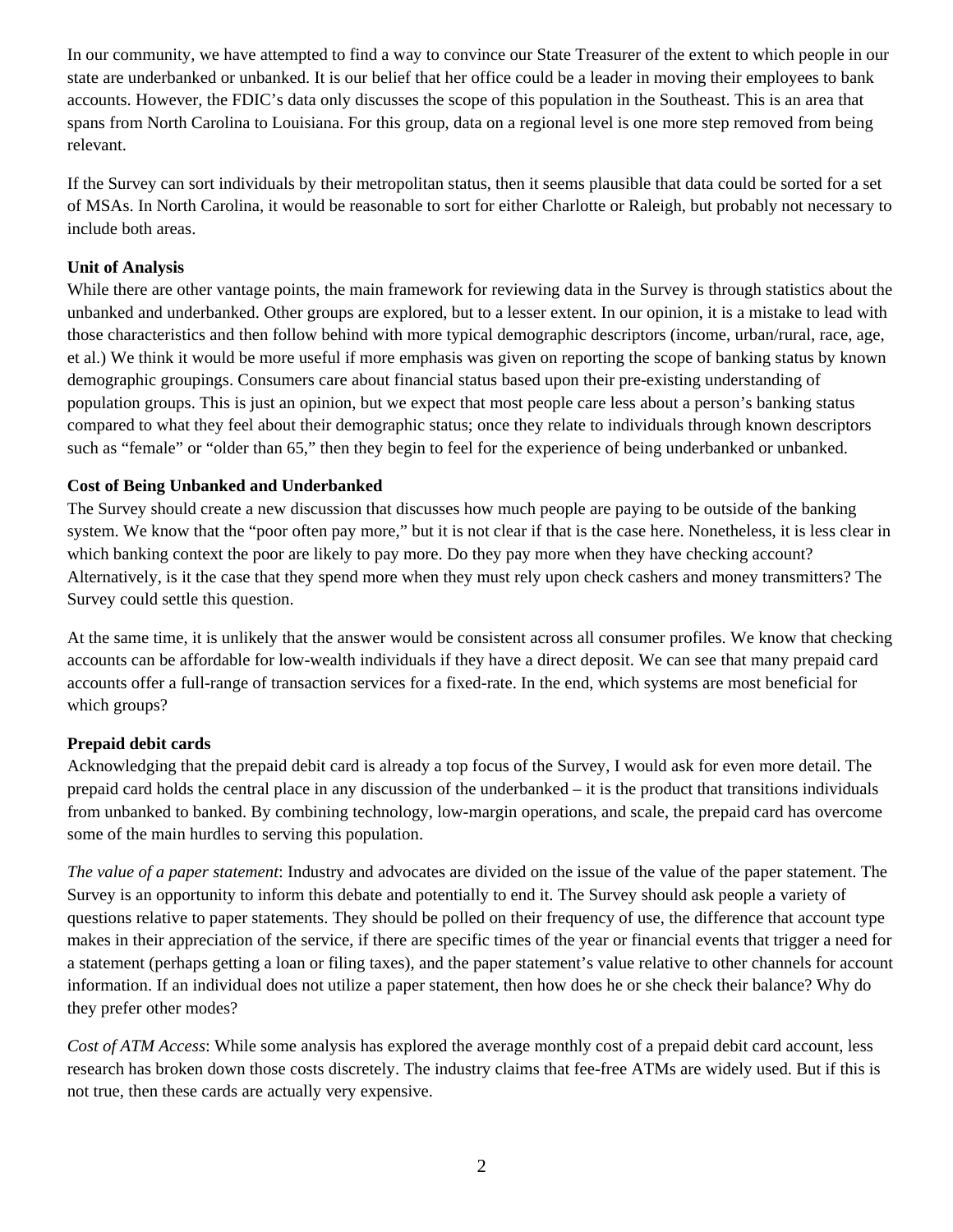In our community, we have attempted to find a way to convince our State Treasurer of the extent to which people in our state are underbanked or unbanked. It is our belief that her office could be a leader in moving their employees to bank accounts. However, the FDIC's data only discusses the scope of this population in the Southeast. This is an area that spans from North Carolina to Louisiana. For this group, data on a regional level is one more step removed from being relevant.

If the Survey can sort individuals by their metropolitan status, then it seems plausible that data could be sorted for a set of MSAs. In North Carolina, it would be reasonable to sort for either Charlotte or Raleigh, but probably not necessary to include both areas.

**Unit of Analysis**

While there are other vantage points, the main framework for reviewing data in the Survey is through statistics about the unbanked and underbanked. Other groups are explored, but to a lesser extent. In our opinion, it is a mistake to lead with those characteristics and then follow behind with more typical demographic descriptors (income, urban/rural, race, age, et al.) We think it would be more useful if more emphasis was given on reporting the scope of banking status by known demographic groupings. Consumers care about financial status based upon their pre-existing understanding of population groups. This is just an opinion, but we expect that most people care less about a person's banking status compared to what they feel about their demographic status; once they relate to individuals through known descriptors such as "female" or "older than 65," then they begin to feel for the experience of being underbanked or unbanked.

**Cost of Being Unbanked and Underbanked**

The Survey should create a new discussion that discusses how much people are paying to be outside of the banking system. We know that the "poor often pay more," but it is not clear if that is the case here. Nonetheless, it is less clear in which banking context the poor are likely to pay more. Do they pay more when they have checking account? Alternatively, is it the case that they spend more when they must rely upon check cashers and money transmitters? The Survey could settle this question.

At the same time, it is unlikely that the answer would be consistent across all consumer profiles. We know that checking accounts can be affordable for low-wealth individuals if they have a direct deposit. We can see that many prepaid card accounts offer a full-range of transaction services for a fixed-rate. In the end, which systems are most beneficial for which groups?

**Prepaid debit cards**

Acknowledging that the prepaid debit card is already a top focus of the Survey, I would ask for even more detail. The prepaid card holds the central place in any discussion of the underbanked – it is the product that transitions individuals from unbanked to banked. By combining technology, low-margin operations, and scale, the prepaid card has overcome some of the main hurdles to serving this population.

*The value of a paper statement*: Industry and advocates are divided on the issue of the value of the paper statement. The Survey is an opportunity to inform this debate and potentially to end it. The Survey should ask people a variety of questions relative to paper statements. They should be polled on their frequency of use, the difference that account type makes in their appreciation of the service, if there are specific times of the year or financial events that trigger a need for a statement (perhaps getting a loan or filing taxes), and the paper statement's value relative to other channels for account information. If an individual does not utilize a paper statement, then how does he or she check their balance? Why do they prefer other modes?

*Cost of ATM Access*: While some analysis has explored the average monthly cost of a prepaid debit card account, less research has broken down those costs discretely. The industry claims that fee-free ATMs are widely used. But if this is not true, then these cards are actually very expensive.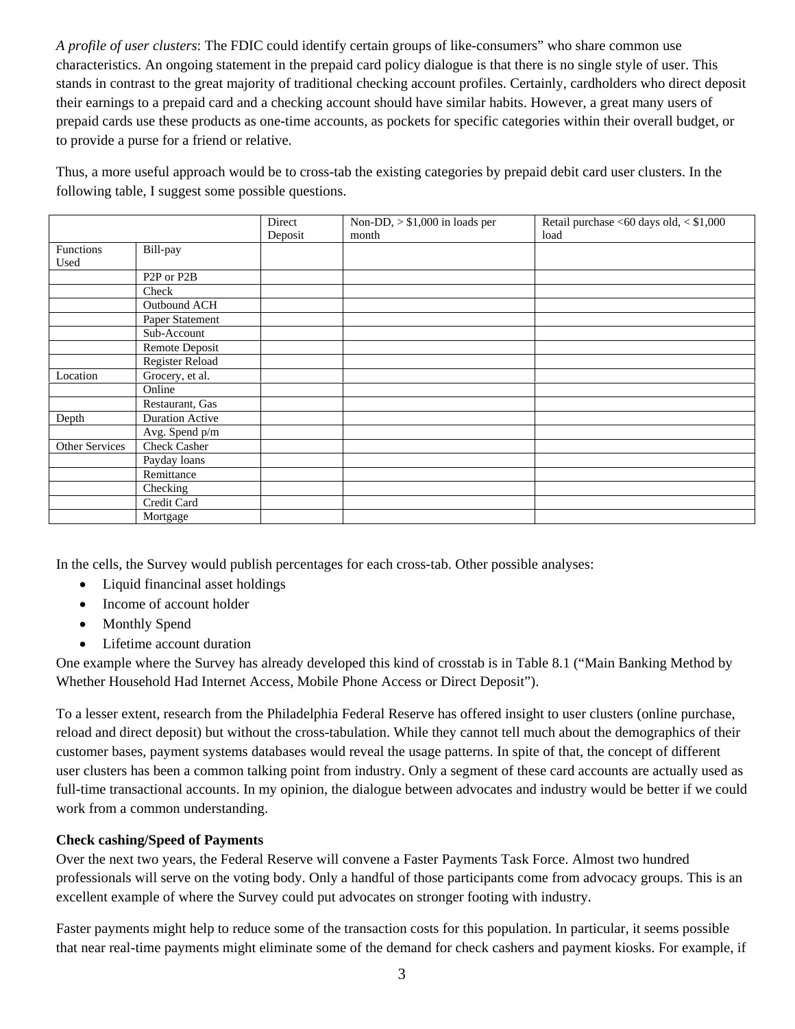*A profile of user clusters*: The FDIC could identify certain groups of like-consumers" who share common use characteristics. An ongoing statement in the prepaid card policy dialogue is that there is no single style of user. This stands in contrast to the great majority of traditional checking account profiles. Certainly, cardholders who direct deposit their earnings to a prepaid card and a checking account should have similar habits. However, a great many users of prepaid cards use these products as one-time accounts, as pockets for specific categories within their overall budget, or to provide a purse for a friend or relative.

Thus, a more useful approach would be to cross-tab the existing categories by prepaid debit card user clusters. In the following table, I suggest some possible questions.

| | | Direct Deposit | Non-DD, > $1,000 in loads per month | Retail purchase <60 days old, < $1,000 load |
|---|---|---|---|---|
| Functions Used | Bill-pay | | | |
| | P2P or P2B | | | |
| | Check | | | |
| | Outbound ACH | | | |
| | Paper Statement | | | |
| | Sub-Account | | | |
| | Remote Deposit | | | |
| | Register Reload | | | |
| Location | Grocery, et al. | | | |
| | Online | | | |
| | Restaurant, Gas | | | |
| Depth | Duration Active | | | |
| | Avg. Spend p/m | | | |
| Other Services | Check Casher | | | |
| | Payday loans | | | |
| | Remittance | | | |
| | Checking | | | |
| | Credit Card | | | |
| | Mortgage | | | |

In the cells, the Survey would publish percentages for each cross-tab. Other possible analyses:

- Liquid financnal asset holdings
- Income of account holder
- Monthly Spend
- Lifetime account duration

One example where the Survey has already developed this kind of crosstab is in Table 8.1 ("Main Banking Method by Whether Household Had Internet Access, Mobile Phone Access or Direct Deposit").

To a lesser extent, research from the Philadelphia Federal Reserve has offered insight to user clusters (online purchase, reload and direct deposit) but without the cross-tabulation. While they cannot tell much about the demographics of their customer bases, payment systems databases would reveal the usage patterns. In spite of that, the concept of different user clusters has been a common talking point from industry. Only a segment of these card accounts are actually used as full-time transactional accounts. In my opinion, the dialogue between advocates and industry would be better if we could work from a common understanding.

**Check cashing/Speed of Payments**

Over the next two years, the Federal Reserve will convene a Faster Payments Task Force. Almost two hundred professionals will serve on the voting body. Only a handful of those participants come from advocacy groups. This is an excellent example of where the Survey could put advocates on stronger footing with industry.

Faster payments might help to reduce some of the transaction costs for this population. In particular, it seems possible that near real-time payments might eliminate some of the demand for check cashers and payment kiosks. For example, if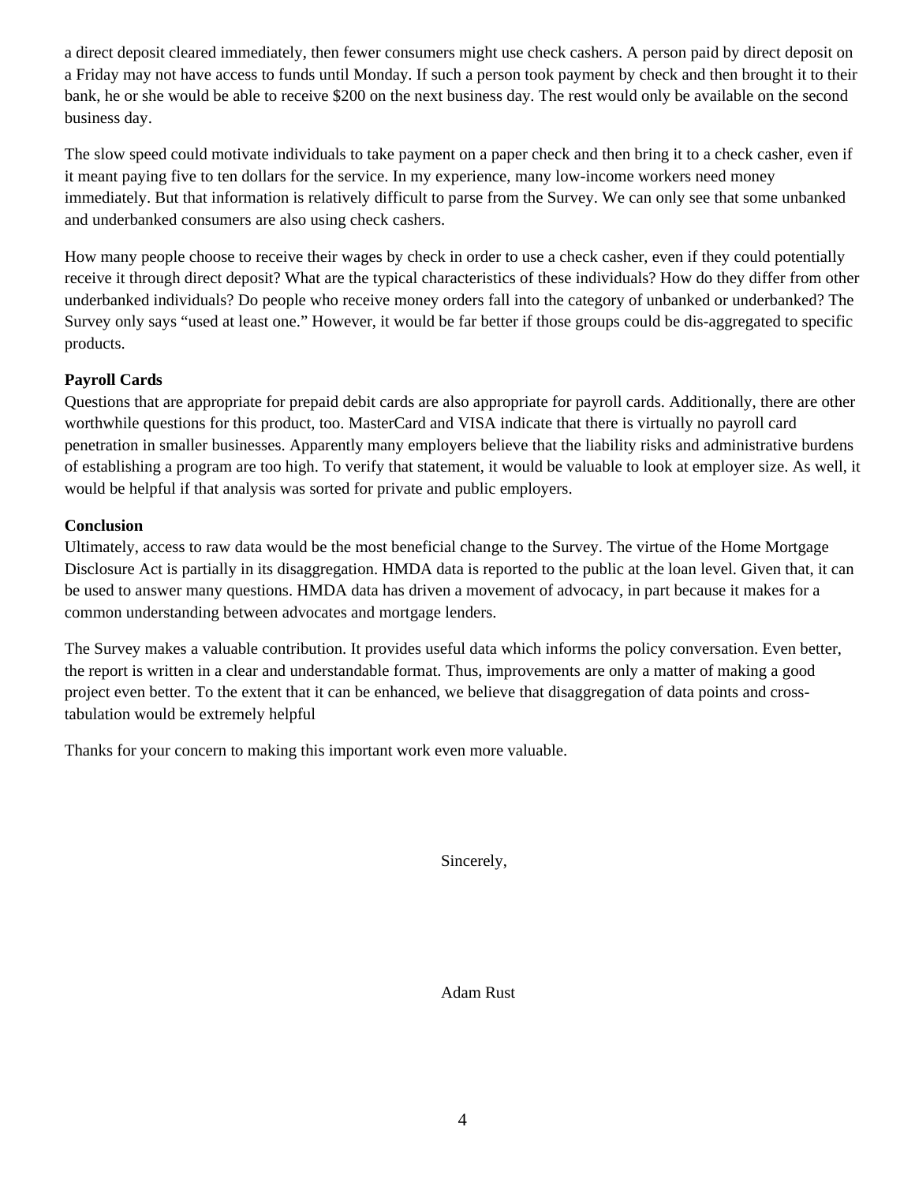a direct deposit cleared immediately, then fewer consumers might use check cashers. A person paid by direct deposit on a Friday may not have access to funds until Monday. If such a person took payment by check and then brought it to their bank, he or she would be able to receive $200 on the next business day. The rest would only be available on the second business day.

The slow speed could motivate individuals to take payment on a paper check and then bring it to a check casher, even if it meant paying five to ten dollars for the service. In my experience, many low-income workers need money immediately. But that information is relatively difficult to parse from the Survey. We can only see that some unbanked and underbanked consumers are also using check cashers.

How many people choose to receive their wages by check in order to use a check casher, even if they could potentially receive it through direct deposit? What are the typical characteristics of these individuals? How do they differ from other underbanked individuals? Do people who receive money orders fall into the category of unbanked or underbanked? The Survey only says "used at least one." However, it would be far better if those groups could be dis-aggregated to specific products.

**Payroll Cards**

Questions that are appropriate for prepaid debit cards are also appropriate for payroll cards. Additionally, there are other worthwhile questions for this product, too. MasterCard and VISA indicate that there is virtually no payroll card penetration in smaller businesses. Apparently many employers believe that the liability risks and administrative burdens of establishing a program are too high. To verify that statement, it would be valuable to look at employer size. As well, it would be helpful if that analysis was sorted for private and public employers.

**Conclusion**

Ultimately, access to raw data would be the most beneficial change to the Survey. The virtue of the Home Mortgage Disclosure Act is partially in its disaggregation. HMDA data is reported to the public at the loan level. Given that, it can be used to answer many questions. HMDA data has driven a movement of advocacy, in part because it makes for a common understanding between advocates and mortgage lenders.

The Survey makes a valuable contribution. It provides useful data which informs the policy conversation. Even better, the report is written in a clear and understandable format. Thus, improvements are only a matter of making a good project even better. To the extent that it can be enhanced, we believe that disaggregation of data points and cross-tabulation would be extremely helpful

Thanks for your concern to making this important work even more valuable.

Sincerely,

Adam Rust